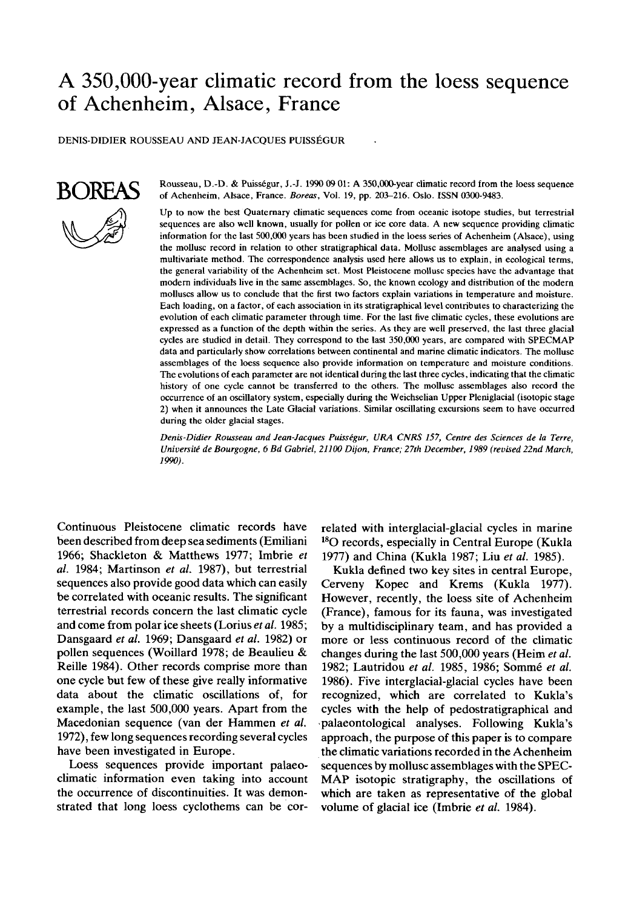# A 350,000-year climatic record from the loess sequence of Achenheim, Alsace, France

DENIS-DIDIER ROUSSEAU AND JEAN-JACQUES PUISSÉGUR

Rousseau, D.-D. & Puisségur, J.-J. 1990 09 01: A 350,000-year climatic record from the loess sequence of Achenheim, Alsace, France. *Boreas*, Vol. 19, pp. 203–216. Oslo. ISSN 0300-9483.

Up to now the best Quaternary climatic sequences come from oceanic isotope studies, but terrestrial sequences are also well known, usually for pollen or ice core data. A new sequence providing climatic information for the last 500,000 years has been studied in the loess series of Achenheim (Alsace), using the mollusc record in relation to other stratigraphical data. Mollusc assemblages are analysed using a multivariate method. The correspondence analysis used here allows us to explain, in ecological terms, the general variability of the Achenheim set. Most Pleistocene mollusc species have the advantage that modern individuals live in the same assemblages. So, the known ecology and distribution of the modern molluscs allow us to conclude that the first two factors explain variations in temperature and moisture. Each loading, on a factor, of each association in its stratigraphical level contributes to characterizing the evolution of each climatic parameter through time. For the last five climatic cycles, these evolutions are expressed as a function of the depth within the series. As they are well preserved, the last three glacial cycles are studied in detail. They correspond to the last 350,000 years, are compared with SPECMAP data and particularly show correlations between continental and marine climatic indicators. The mollusc assemblages of the loess sequence also provide information on temperature and moisture conditions. The evolutions of each parameter are not identical during the last three cycles, indicating that the climatic history of one cycle cannot be transferred to the others. The mollusc assemblages also record the occurrence of an oscillatory system, especially during the Weichselian Upper Pleniglacial (isotopic stage 2) when it announces the Late Glacial variations. Similar oscillating excursions seem to have occurred during the older glacial stages.

*Denis-Didier Rousseau and Jean-Jacques Puisségur, URA CNRS 157, Centre des Sciences de la Terre, Université de Bourgogne, 6 Bd Gabriel, 21100 Dijon, France; 27th December, 1989 (revised 22nd March, 1990).*

Continuous Pleistocene climatic records have been described from deep sea sediments (Emiliani 1966; Shackleton & Matthews 1977; Imbrie *et al.* 1984; Martinson *et al.* 1987), but terrestrial sequences also provide good data which can easily be correlated with oceanic results. The significant terrestrial records concern the last climatic cycle and come from polar ice sheets (Lorius *et al.* 1985; Dansgaard *et al.* 1969; Dansgaard *et al.* 1982) or pollen sequences (Woillard 1978; de Beaulieu & Reille 1984). Other records comprise more than one cycle but few of these give really informative data about the climatic oscillations of, for example, the last 500,000 years. Apart from the Macedonian sequence (van der Hammen *et al.* 1972), few long sequences recording several cycles have been investigated in Europe.

Loess sequences provide important palaeoclimatic information even taking into account the occurrence of discontinuities. It was demonstrated that long loess cyclothems can be correlated with interglacial-glacial cycles in marine $^{18}O$ records, especially in Central Europe (Kukla 1977) and China (Kukla 1987; Liu *et al.* 1985).

Kukla defined two key sites in central Europe, Cerveny Kopec and Krems (Kukla 1977). However, recently, the loess site of Achenheim (France), famous for its fauna, was investigated by a multidisciplinary team, and has provided a more or less continuous record of the climatic changes during the last 500,000 years (Heim *et al.* 1982; Lautridou *et al.* 1985, 1986; Sommé *et al.* 1986). Five interglacial-glacial cycles have been recognized, which are correlated to Kukla's cycles with the help of pedostratigraphical and palaeontological analyses. Following Kukla's approach, the purpose of this paper is to compare the climatic variations recorded in the Achenheim sequences by mollusc assemblages with the SPECMAP isotopic stratigraphy, the oscillations of which are taken as representative of the global volume of glacial ice (Imbrie *et al.* 1984).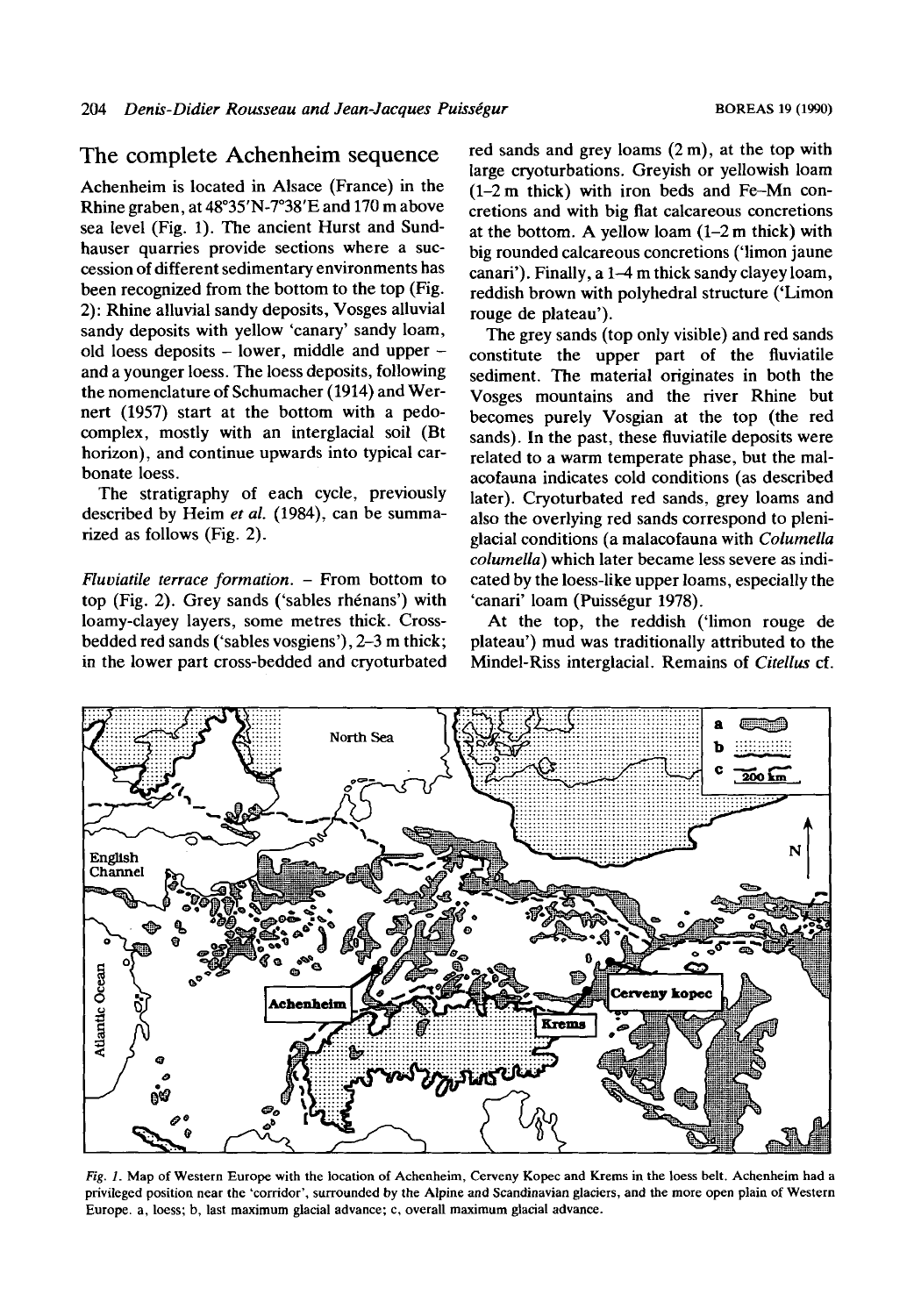## The complete Achenheim sequence

Achenheim is located in Alsace (France) in the Rhine graben, at 48°35′N-7°38′E and 170 m above sea level (Fig. 1). The ancient Hurst and Sundhauser quarries provide sections where a succession of different sedimentary environments has been recognized from the bottom to the top (Fig. 2): Rhine alluvial sandy deposits, Vosges alluvial sandy deposits with yellow 'canary' sandy loam, old loess deposits – lower, middle and upper – and a younger loess. The loess deposits, following the nomenclature of Schumacher (1914) and Wernert (1957) start at the bottom with a pedocomplex, mostly with an interglacial soil (Bt horizon), and continue upwards into typical carbonate loess.

The stratigraphy of each cycle, previously described by Heim *et al.* (1984), can be summarized as follows (Fig. 2).

*Fluviatile terrace formation.* – From bottom to top (Fig. 2). Grey sands ('sables rhénans') with loamy-clayey layers, some metres thick. Cross-bedded red sands ('sables vosgiens'), 2–3 m thick; in the lower part cross-bedded and cryoturbated red sands and grey loams (2 m), at the top with large cryoturbations. Greyish or yellowish loam (1–2 m thick) with iron beds and Fe–Mn concretions and with big flat calcareous concretions at the bottom. A yellow loam (1–2 m thick) with big rounded calcareous concretions ('limon jaune canari'). Finally, a 1–4 m thick sandy clayey loam, reddish brown with polyhedral structure ('Limon rouge de plateau').

The grey sands (top only visible) and red sands constitute the upper part of the fluviatile sediment. The material originates in both the Vosges mountains and the river Rhine but becomes purely Vosgian at the top (the red sands). In the past, these fluviatile deposits were related to a warm temperate phase, but the malacofauna indicates cold conditions (as described later). Cryoturbated red sands, grey loams and also the overlying red sands correspond to pleniglacial conditions (a malacofauna with *Columella columella*) which later became less severe as indicated by the loess-like upper loams, especially the 'canari' loam (Puisségur 1978).

At the top, the reddish ('limon rouge de plateau') mud was traditionally attributed to the Mindel-Riss interglacial. Remains of *Citellus* cf.

*Fig. 1.* Map of Western Europe with the location of Achenheim, Cerveny Kopec and Krems in the loess belt. Achenheim had a privileged position near the 'corridor', surrounded by the Alpine and Scandinavian glaciers, and the more open plain of Western Europe. a, loess; b, last maximum glacial advance; c, overall maximum glacial advance.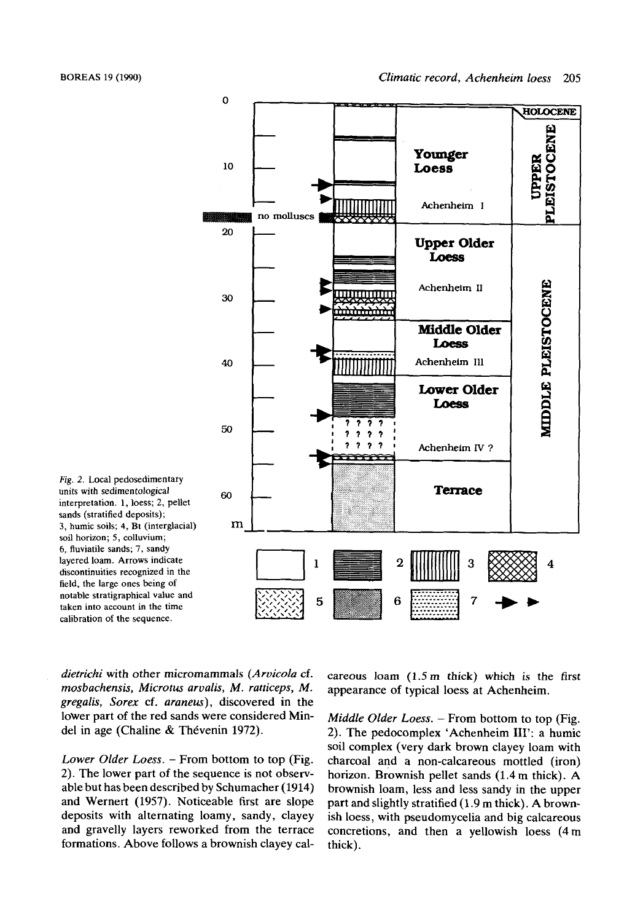Fig. 2. Local pedosedimentary units with sedimentological interpretation. 1, loess; 2, pellet sands (stratified deposits); 3, humic soils; 4, Bt (interglacial) soil horizon; 5, colluvium; 6, fluviatile sands; 7, sandy layered loam. Arrows indicate discontinuities recognized in the field, the large ones being of notable stratigraphical value and taken into account in the time calibration of the sequence.

*dietrichi* with other micromammals (*Arvicola* cf. *mosbachensis*, *Microtus arvalis*, *M. ratticeps*, *M. gregalis*, *Sorex* cf. *araneus*), discovered in the lower part of the red sands were considered Mindel in age (Chaline & Thévenin 1972).

*Lower Older Loess*. – From bottom to top (Fig. 2). The lower part of the sequence is not observable but has been described by Schumacher (1914) and Wernert (1957). Noticeable first are slope deposits with alternating loamy, sandy, clayey and gravelly layers reworked from the terrace formations. Above follows a brownish clayey calcareous loam (1.5 m thick) which is the first appearance of typical loess at Achenheim.

*Middle Older Loess*. – From bottom to top (Fig. 2). The pedocomplex 'Achenheim III': a humic soil complex (very dark brown clayey loam with charcoal and a non-calcareous mottled (iron) horizon. Brownish pellet sands (1.4 m thick). A brownish loam, less and less sandy in the upper part and slightly stratified (1.9 m thick). A brownish loess, with pseudomycelia and big calcareous concretions, and then a yellowish loess (4 m thick).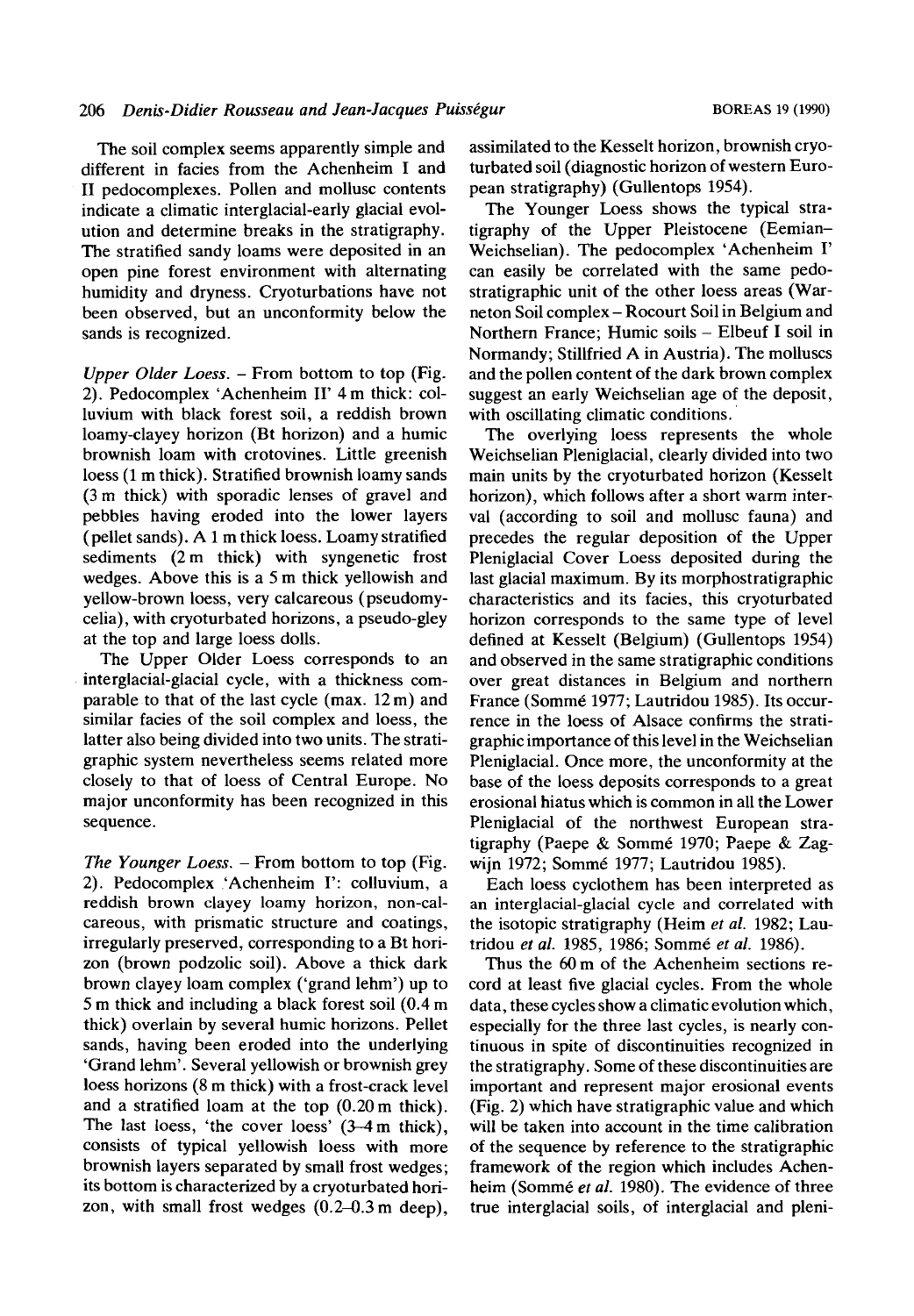The soil complex seems apparently simple and different in facies from the Achenheim I and II pedocomplexes. Pollen and mollusc contents indicate a climatic interglacial-early glacial evolution and determine breaks in the stratigraphy. The stratified sandy loams were deposited in an open pine forest environment with alternating humidity and dryness. Cryoturbations have not been observed, but an unconformity below the sands is recognized.

*Upper Older Loess.* – From bottom to top (Fig. 2). Pedocomplex 'Achenheim II' 4 m thick: colluvium with black forest soil, a reddish brown loamy-clayey horizon (Bt horizon) and a humic brownish loam with crotovines. Little greenish loess (1 m thick). Stratified brownish loamy sands (3 m thick) with sporadic lenses of gravel and pebbles having eroded into the lower layers (pellet sands). A 1 m thick loess. Loamy stratified sediments (2 m thick) with syngenetic frost wedges. Above this is a 5 m thick yellowish and yellow-brown loess, very calcareous (pseudomycelia), with cryoturbated horizons, a pseudo-gley at the top and large loess dolls.

The Upper Older Loess corresponds to an interglacial-glacial cycle, with a thickness comparable to that of the last cycle (max. 12 m) and similar facies of the soil complex and loess, the latter also being divided into two units. The stratigraphic system nevertheless seems related more closely to that of loess of Central Europe. No major unconformity has been recognized in this sequence.

*The Younger Loess.* – From bottom to top (Fig. 2). Pedocomplex 'Achenheim I': colluvium, a reddish brown clayey loamy horizon, non-calcareous, with prismatic structure and coatings, irregularly preserved, corresponding to a Bt horizon (brown podzolic soil). Above a thick dark brown clayey loam complex ('grand lehm') up to 5 m thick and including a black forest soil (0.4 m thick) overlain by several humic horizons. Pellet sands, having been eroded into the underlying 'Grand lehm'. Several yellowish or brownish grey loess horizons (8 m thick) with a frost-crack level and a stratified loam at the top (0.20 m thick). The last loess, 'the cover loess' (3–4 m thick), consists of typical yellowish loess with more brownish layers separated by small frost wedges; its bottom is characterized by a cryoturbated horizon, with small frost wedges (0.2–0.3 m deep), assimilated to the Kesselt horizon, brownish cryoturbated soil (diagnostic horizon of western European stratigraphy) (Gullentops 1954).

The Younger Loess shows the typical stratigraphy of the Upper Pleistocene (Eemian–Weichselian). The pedocomplex 'Achenheim I' can easily be correlated with the same pedostratigraphic unit of the other loess areas (Warneton Soil complex – Rocourt Soil in Belgium and Northern France; Humic soils – Elbeuf I soil in Normandy; Stillfried A in Austria). The molluscs and the pollen content of the dark brown complex suggest an early Weichselian age of the deposit, with oscillating climatic conditions.

The overlying loess represents the whole Weichselian Pleniglacial, clearly divided into two main units by the cryoturbated horizon (Kesselt horizon), which follows after a short warm interval (according to soil and mollusc fauna) and precedes the regular deposition of the Upper Pleniglacial Cover Loess deposited during the last glacial maximum. By its morphostratigraphic characteristics and its facies, this cryoturbated horizon corresponds to the same type of level defined at Kesselt (Belgium) (Gullentops 1954) and observed in the same stratigraphic conditions over great distances in Belgium and northern France (Sommé 1977; Lautridou 1985). Its occurrence in the loess of Alsace confirms the stratigraphic importance of this level in the Weichselian Pleniglacial. Once more, the unconformity at the base of the loess deposits corresponds to a great erosional hiatus which is common in all the Lower Pleniglacial of the northwest European stratigraphy (Paepe & Sommé 1970; Paepe & Zagwijn 1972; Sommé 1977; Lautridou 1985).

Each loess cyclothem has been interpreted as an interglacial-glacial cycle and correlated with the isotopic stratigraphy (Heim *et al.* 1982; Lautridou *et al.* 1985, 1986; Sommé *et al.* 1986).

Thus the 60 m of the Achenheim sections record at least five glacial cycles. From the whole data, these cycles show a climatic evolution which, especially for the three last cycles, is nearly continuous in spite of discontinuities recognized in the stratigraphy. Some of these discontinuities are important and represent major erosional events (Fig. 2) which have stratigraphic value and which will be taken into account in the time calibration of the sequence by reference to the stratigraphic framework of the region which includes Achenheim (Sommé *et al.* 1980). The evidence of three true interglacial soils, of interglacial and pleni-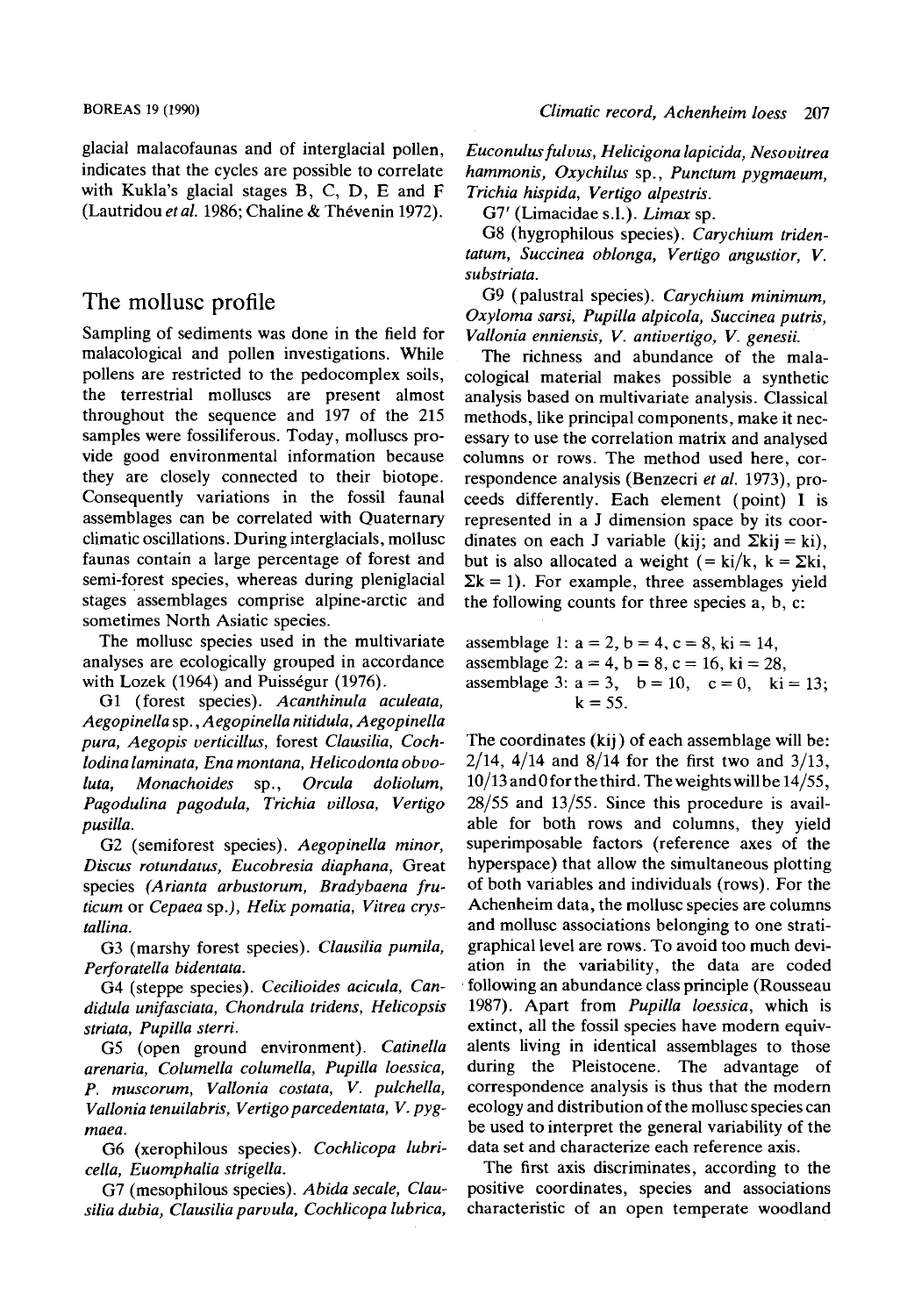glacial malacofaunas and of interglacial pollen, indicates that the cycles are possible to correlate with Kukla's glacial stages B, C, D, E and F (Lautridou *et al.* 1986; Chaline & Thévenin 1972).

## The mollusc profile

Sampling of sediments was done in the field for malacological and pollen investigations. While pollens are restricted to the pedocomplex soils, the terrestrial molluscs are present almost throughout the sequence and 197 of the 215 samples were fossiliferous. Today, molluscs provide good environmental information because they are closely connected to their biotope. Consequently variations in the fossil faunal assemblages can be correlated with Quaternary climatic oscillations. During interglacials, mollusc faunas contain a large percentage of forest and semi-forest species, whereas during pleniglacial stages assemblages comprise alpine-arctic and sometimes North Asiatic species.

The mollusc species used in the multivariate analyses are ecologically grouped in accordance with Lozek (1964) and Puisségur (1976).

G1 (forest species). *Acanthinula aculeata, Aegopinella* sp., *Aegopinella nitidula, Aegopinella pura, Aegopis verticillus*, forest *Clausilia, Cochlodina laminata, Ena montana, Helicodonta obvoluta, Monachoides* sp., *Orcula doliolum, Pagodulina pagodula, Trichia villosa, Vertigo pusilla*.

G2 (semiforest species). *Aegopinella minor, Discus rotundatus, Eucobresia diaphana*, Great species (*Arianta arbustorum, Bradybaena fruticum* or *Cepaea* sp.), *Helix pomatia, Vitrea crystallina*.

G3 (marshy forest species). *Clausilia pumila, Perforatella bidentata*.

G4 (steppe species). *Cecilioides acicula, Candidula unifasciata, Chondrula tridens, Helicopsis striata, Pupilla sterri*.

G5 (open ground environment). *Catinella arenaria, Columella columella, Pupilla loessica, P. muscorum, Vallonia costata, V. pulchella, Vallonia tenuilabris, Vertigo parcedentata, V. pygmaea*.

G6 (xerophilous species). *Cochlicopa lubricella, Euomphalia strigella*.

G7 (mesophilous species). *Abida secale, Clausilia dubia, Clausilia parvula, Cochlicopa lubrica, Euconulus fulvus, Helicigona lapicida, Nesovitrea hammonis, Oxychilus* sp., *Punctum pygmaeum, Trichia hispida, Vertigo alpestris*.

G7' (Limacidae s.l.). *Limax* sp.

G8 (hygrophilous species). *Carychium tridentatum, Succinea oblonga, Vertigo angustior, V. substriata*.

G9 (palustral species). *Carychium minimum, Oxyloma sarsi, Pupilla alpicola, Succinea putris, Vallonia enniensis, V. antivertigo, V. genesii*.

The richness and abundance of the malacological material makes possible a synthetic analysis based on multivariate analysis. Classical methods, like principal components, make it necessary to use the correlation matrix and analysed columns or rows. The method used here, correspondence analysis (Benzecri *et al.* 1973), proceeds differently. Each element (point) I is represented in a J dimension space by its coordinates on each J variable (kij; and $\Sigma kij = ki$), but is also allocated a weight ($= ki/k$, $k = \Sigma ki$, $\Sigma k = 1$). For example, three assemblages yield the following counts for three species a, b, c:

assemblage 1: a = 2, b = 4, c = 8, ki = 14,
assemblage 2: a = 4, b = 8, c = 16, ki = 28,
assemblage 3: a = 3, b = 10, c = 0, ki = 13;
k = 55.

The coordinates (kij) of each assemblage will be: 2/14, 4/14 and 8/14 for the first two and 3/13, 10/13 and 0 for the third. The weights will be 14/55, 28/55 and 13/55. Since this procedure is available for both rows and columns, they yield superimposable factors (reference axes of the hyperspace) that allow the simultaneous plotting of both variables and individuals (rows). For the Achenheim data, the mollusc species are columns and mollusc associations belonging to one stratigraphical level are rows. To avoid too much deviation in the variability, the data are coded following an abundance class principle (Rousseau 1987). Apart from *Pupilla loessica*, which is extinct, all the fossil species have modern equivalents living in identical assemblages to those during the Pleistocene. The advantage of correspondence analysis is thus that the modern ecology and distribution of the mollusc species can be used to interpret the general variability of the data set and characterize each reference axis.

The first axis discriminates, according to the positive coordinates, species and associations characteristic of an open temperate woodland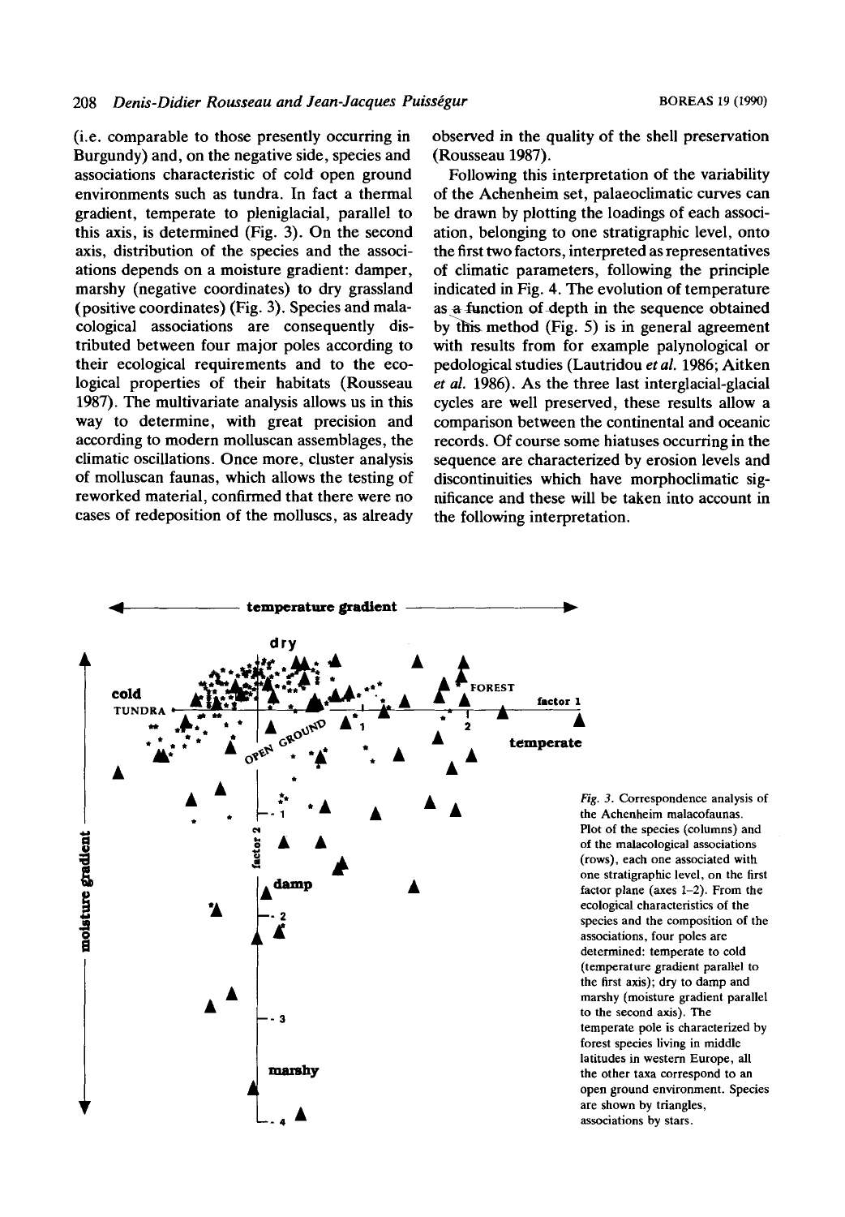(i.e. comparable to those presently occurring in Burgundy) and, on the negative side, species and associations characteristic of cold open ground environments such as tundra. In fact a thermal gradient, temperate to pleniglacial, parallel to this axis, is determined (Fig. 3). On the second axis, distribution of the species and the associations depends on a moisture gradient: damper, marshy (negative coordinates) to dry grassland (positive coordinates) (Fig. 3). Species and malacological associations are consequently distributed between four major poles according to their ecological requirements and to the ecological properties of their habitats (Rousseau 1987). The multivariate analysis allows us in this way to determine, with great precision and according to modern molluscan assemblages, the climatic oscillations. Once more, cluster analysis of molluscan faunas, which allows the testing of reworked material, confirmed that there were no cases of redeposition of the molluscs, as already observed in the quality of the shell preservation (Rousseau 1987).

Following this interpretation of the variability of the Achenheim set, palaeoclimatic curves can be drawn by plotting the loadings of each association, belonging to one stratigraphic level, onto the first two factors, interpreted as representatives of climatic parameters, following the principle indicated in Fig. 4. The evolution of temperature as a function of depth in the sequence obtained by this method (Fig. 5) is in general agreement with results from for example palynological or pedological studies (Lautridou *et al.* 1986; Aitken *et al.* 1986). As the three last interglacial-glacial cycles are well preserved, these results allow a comparison between the continental and oceanic records. Of course some hiatuses occurring in the sequence are characterized by erosion levels and discontinuities which have morphoclimatic significance and these will be taken into account in the following interpretation.

*Fig. 3.* Correspondence analysis of the Achenheim malacofaunas. Plot of the species (columns) and of the malacological associations (rows), each one associated with one stratigraphic level, on the first factor plane (axes 1–2). From the ecological characteristics of the species and the composition of the associations, four poles are determined: temperate to cold (temperature gradient parallel to the first axis); dry to damp and marshy (moisture gradient parallel to the second axis). The temperate pole is characterized by forest species living in middle latitudes in western Europe, all the other taxa correspond to an open ground environment. Species are shown by triangles, associations by stars.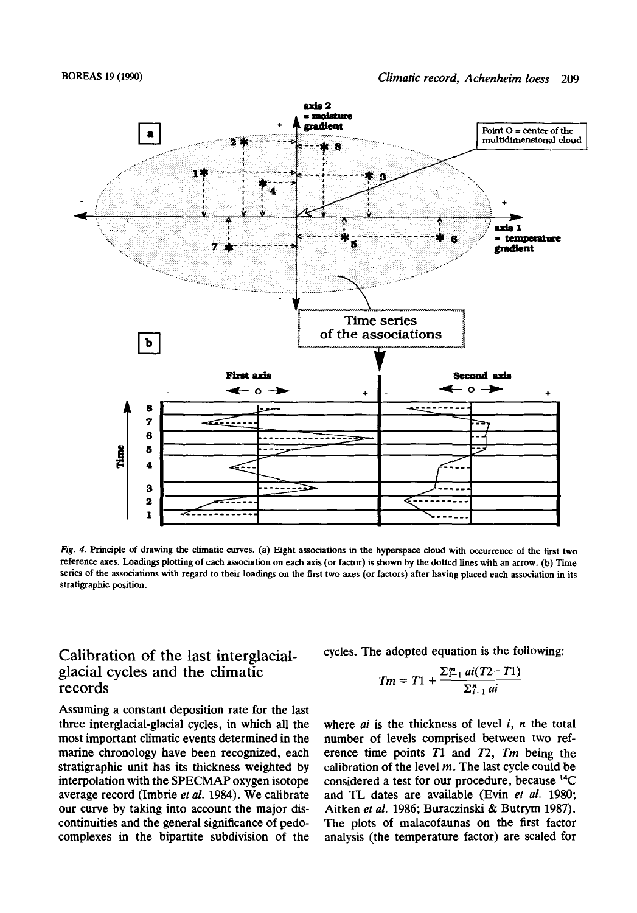*Fig. 4.* Principle of drawing the climatic curves. (a) Eight associations in the hyperspace cloud with occurrence of the first two reference axes. Loadings plotting of each association on each axis (or factor) is shown by the dotted lines with an arrow. (b) Time series of the associations with regard to their loadings on the first two axes (or factors) after having placed each association in its stratigraphic position.

## Calibration of the last interglacial-glacial cycles and the climatic records

Assuming a constant deposition rate for the last three interglacial-glacial cycles, in which all the most important climatic events determined in the marine chronology have been recognized, each stratigraphic unit has its thickness weighted by interpolation with the SPECMAP oxygen isotope average record (Imbrie *et al.* 1984). We calibrate our curve by taking into account the major discontinuities and the general significance of pedocomplexes in the bipartite subdivision of the cycles. The adopted equation is the following:

$$Tm = T1 + \frac{\Sigma_{i=1}^{m} ai(T2-T1)}{\Sigma_{i=1}^{n} ai}$$

where $ai$ is the thickness of level $i$, $n$ the total number of levels comprised between two reference time points $T1$ and $T2$, $Tm$ being the calibration of the level $m$. The last cycle could be considered a test for our procedure, because $^{14}C$ and TL dates are available (Evin *et al.* 1980; Aitken *et al.* 1986; Buraczinski & Butrym 1987). The plots of malacofaunas on the first factor analysis (the temperature factor) are scaled for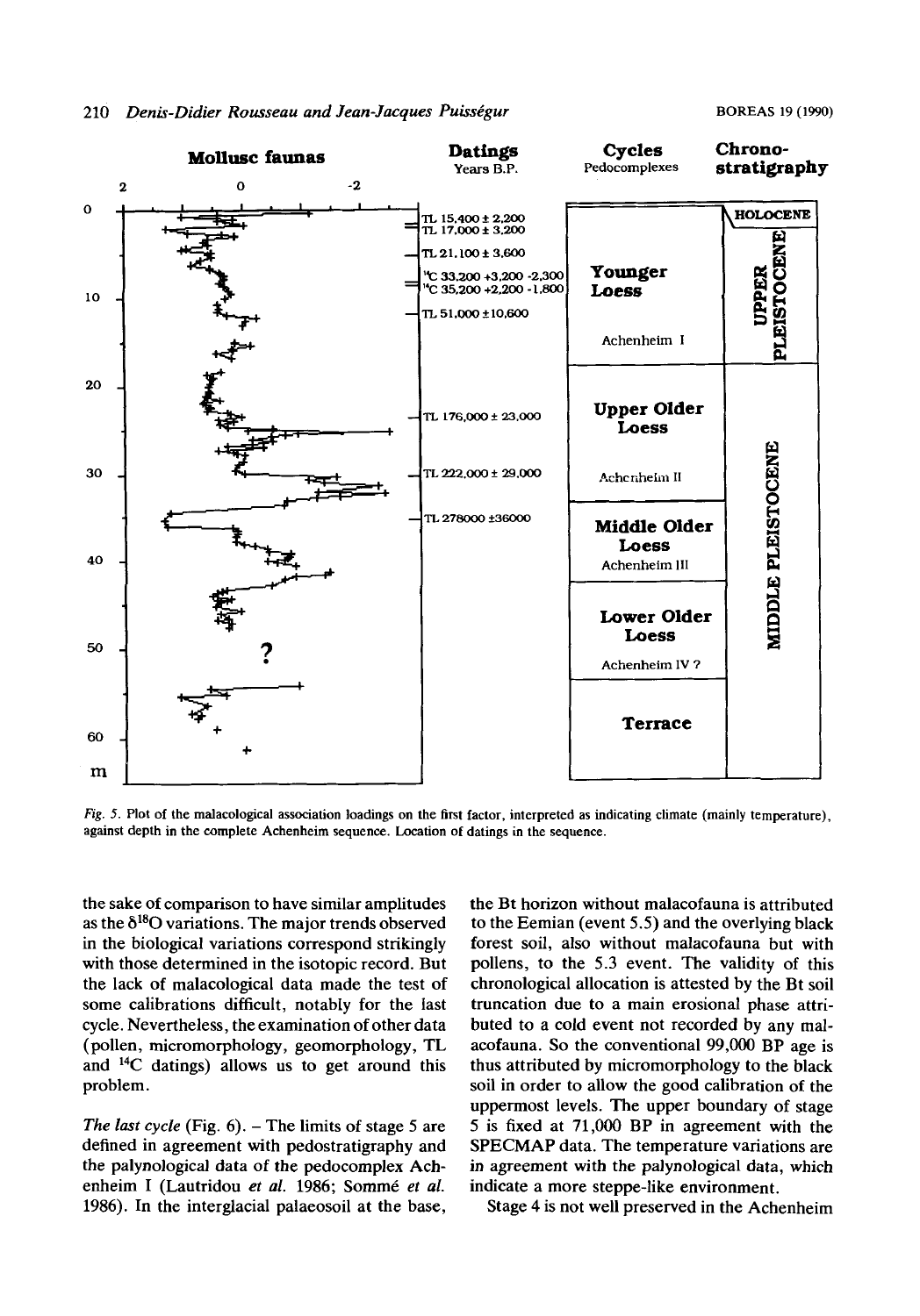Fig. 5. Plot of the malacological association loadings on the first factor, interpreted as indicating climate (mainly temperature), against depth in the complete Achenheim sequence. Location of datings in the sequence.

the sake of comparison to have similar amplitudes as the $\delta^{18}O$ variations. The major trends observed in the biological variations correspond strikingly with those determined in the isotopic record. But the lack of malacological data made the test of some calibrations difficult, notably for the last cycle. Nevertheless, the examination of other data (pollen, micromorphology, geomorphology, TL and $^{14}C$ datings) allows us to get around this problem.

*The last cycle* (Fig. 6). – The limits of stage 5 are defined in agreement with pedostratigraphy and the palynological data of the pedocomplex Achenheim I (Lautridou *et al.* 1986; Sommé *et al.* 1986). In the interglacial palaeosoil at the base, the Bt horizon without malacofauna is attributed to the Eemian (event 5.5) and the overlying black forest soil, also without malacofauna but with pollens, to the 5.3 event. The validity of this chronological allocation is attested by the Bt soil truncation due to a main erosional phase attributed to a cold event not recorded by any malacofauna. So the conventional 99,000 BP age is thus attributed by micromorphology to the black soil in order to allow the good calibration of the uppermost levels. The upper boundary of stage 5 is fixed at 71,000 BP in agreement with the SPECMAP data. The temperature variations are in agreement with the palynological data, which indicate a more steppe-like environment.

Stage 4 is not well preserved in the Achenheim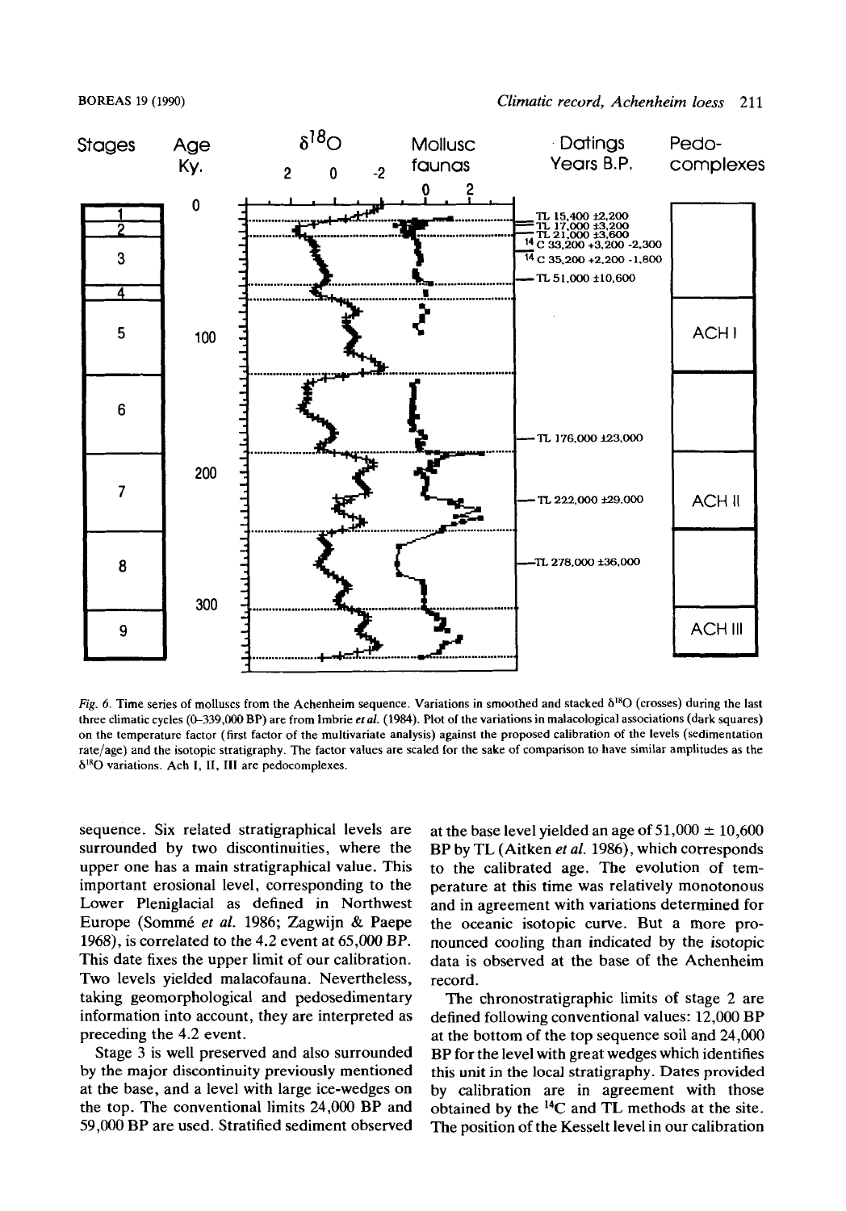Fig. 6. Time series of molluscs from the Achenheim sequence. Variations in smoothed and stacked $\delta^{18}O$ (crosses) during the last three climatic cycles (0–339,000 BP) are from Imbrie *et al.* (1984). Plot of the variations in malacological associations (dark squares) on the temperature factor (first factor of the multivariate analysis) against the proposed calibration of the levels (sedimentation rate/age) and the isotopic stratigraphy. The factor values are scaled for the sake of comparison to have similar amplitudes as the $\delta^{18}O$ variations. Ach I, II, III are pedocomplexes.

sequence. Six related stratigraphical levels are surrounded by two discontinuities, where the upper one has a main stratigraphical value. This important erosional level, corresponding to the Lower Pleniglacial as defined in Northwest Europe (Sommé *et al.* 1986; Zagwijn & Paepe 1968), is correlated to the 4.2 event at 65,000 BP. This date fixes the upper limit of our calibration. Two levels yielded malacofauna. Nevertheless, taking geomorphological and pedosedimentary information into account, they are interpreted as preceding the 4.2 event.

Stage 3 is well preserved and also surrounded by the major discontinuity previously mentioned at the base, and a level with large ice-wedges on the top. The conventional limits 24,000 BP and 59,000 BP are used. Stratified sediment observed at the base level yielded an age of 51,000 ± 10,600 BP by TL (Aitken *et al.* 1986), which corresponds to the calibrated age. The evolution of temperature at this time was relatively monotonous and in agreement with variations determined for the oceanic isotopic curve. But a more pronounced cooling than indicated by the isotopic data is observed at the base of the Achenheim record.

The chronostratigraphic limits of stage 2 are defined following conventional values: 12,000 BP at the bottom of the top sequence soil and 24,000 BP for the level with great wedges which identifies this unit in the local stratigraphy. Dates provided by calibration are in agreement with those obtained by the $^{14}C$ and TL methods at the site. The position of the Kesselt level in our calibration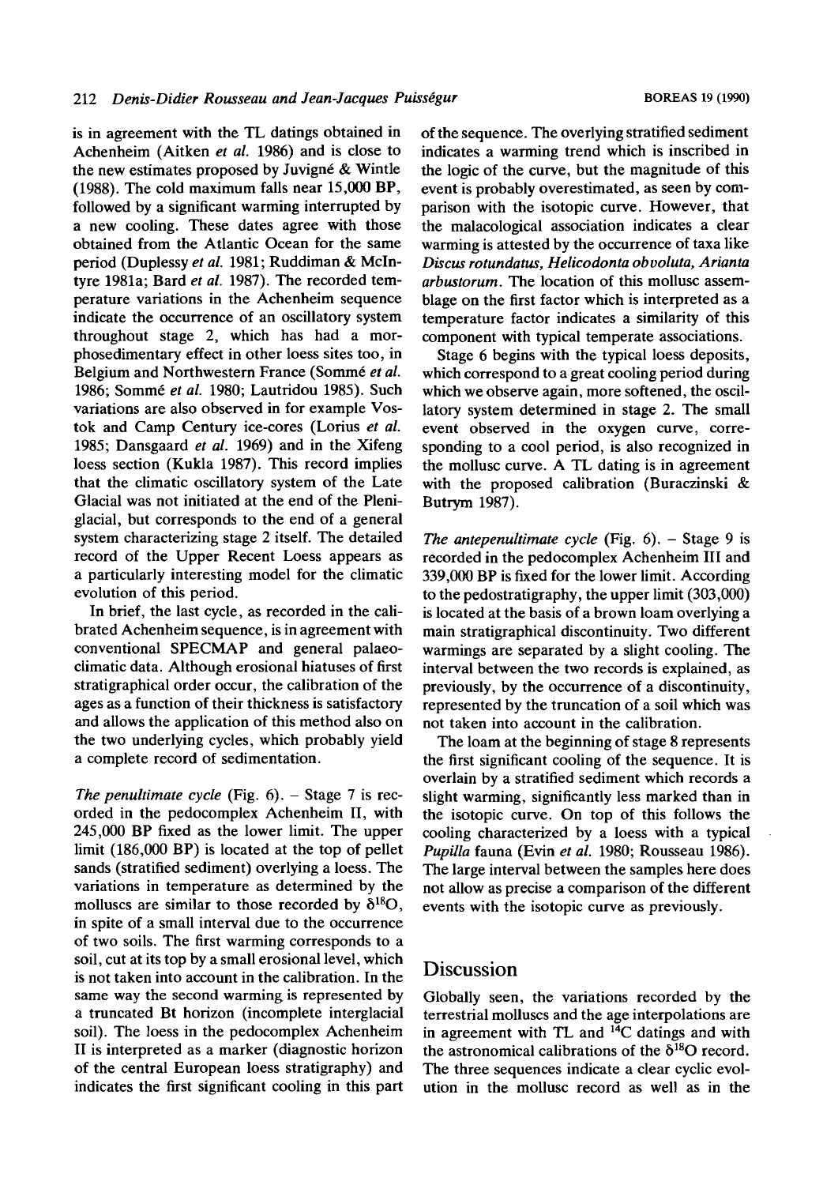is in agreement with the TL datings obtained in Achenheim (Aitken *et al.* 1986) and is close to the new estimates proposed by Juvigné & Wintle (1988). The cold maximum falls near 15,000 BP, followed by a significant warming interrupted by a new cooling. These dates agree with those obtained from the Atlantic Ocean for the same period (Duplessy *et al.* 1981; Ruddiman & McIntyre 1981a; Bard *et al.* 1987). The recorded temperature variations in the Achenheim sequence indicate the occurrence of an oscillatory system throughout stage 2, which has had a morphosedimentary effect in other loess sites too, in Belgium and Northwestern France (Sommé *et al.* 1986; Sommé *et al.* 1980; Lautridou 1985). Such variations are also observed in for example Vostok and Camp Century ice-cores (Lorius *et al.* 1985; Dansgaard *et al.* 1969) and in the Xifeng loess section (Kukla 1987). This record implies that the climatic oscillatory system of the Late Glacial was not initiated at the end of the Pleniglacial, but corresponds to the end of a general system characterizing stage 2 itself. The detailed record of the Upper Recent Loess appears as a particularly interesting model for the climatic evolution of this period.

In brief, the last cycle, as recorded in the calibrated Achenheim sequence, is in agreement with conventional SPECMAP and general palaeoclimatic data. Although erosional hiatuses of first stratigraphical order occur, the calibration of the ages as a function of their thickness is satisfactory and allows the application of this method also on the two underlying cycles, which probably yield a complete record of sedimentation.

*The penultimate cycle* (Fig. 6). – Stage 7 is recorded in the pedocomplex Achenheim II, with 245,000 BP fixed as the lower limit. The upper limit (186,000 BP) is located at the top of pellet sands (stratified sediment) overlying a loess. The variations in temperature as determined by the molluscs are similar to those recorded by $\delta^{18}O$, in spite of a small interval due to the occurrence of two soils. The first warming corresponds to a soil, cut at its top by a small erosional level, which is not taken into account in the calibration. In the same way the second warming is represented by a truncated Bt horizon (incomplete interglacial soil). The loess in the pedocomplex Achenheim II is interpreted as a marker (diagnostic horizon of the central European loess stratigraphy) and indicates the first significant cooling in this part of the sequence. The overlying stratified sediment indicates a warming trend which is inscribed in the logic of the curve, but the magnitude of this event is probably overestimated, as seen by comparison with the isotopic curve. However, that the malacological association indicates a clear warming is attested by the occurrence of taxa like *Discus rotundatus, Helicodonta obvoluta, Arianta arbustorum*. The location of this mollusc assemblage on the first factor which is interpreted as a temperature factor indicates a similarity of this component with typical temperate associations.

Stage 6 begins with the typical loess deposits, which correspond to a great cooling period during which we observe again, more softened, the oscillatory system determined in stage 2. The small event observed in the oxygen curve, corresponding to a cool period, is also recognized in the mollusc curve. A TL dating is in agreement with the proposed calibration (Buraczinski & Butrym 1987).

*The antepenultimate cycle* (Fig. 6). – Stage 9 is recorded in the pedocomplex Achenheim III and 339,000 BP is fixed for the lower limit. According to the pedostratigraphy, the upper limit (303,000) is located at the basis of a brown loam overlying a main stratigraphical discontinuity. Two different warmings are separated by a slight cooling. The interval between the two records is explained, as previously, by the occurrence of a discontinuity, represented by the truncation of a soil which was not taken into account in the calibration.

The loam at the beginning of stage 8 represents the first significant cooling of the sequence. It is overlain by a stratified sediment which records a slight warming, significantly less marked than in the isotopic curve. On top of this follows the cooling characterized by a loess with a typical *Pupilla* fauna (Evin *et al.* 1980; Rousseau 1986). The large interval between the samples here does not allow as precise a comparison of the different events with the isotopic curve as previously.

## Discussion

Globally seen, the variations recorded by the terrestrial molluscs and the age interpolations are in agreement with TL and $^{14}C$ datings and with the astronomical calibrations of the $\delta^{18}O$ record. The three sequences indicate a clear cyclic evolution in the mollusc record as well as in the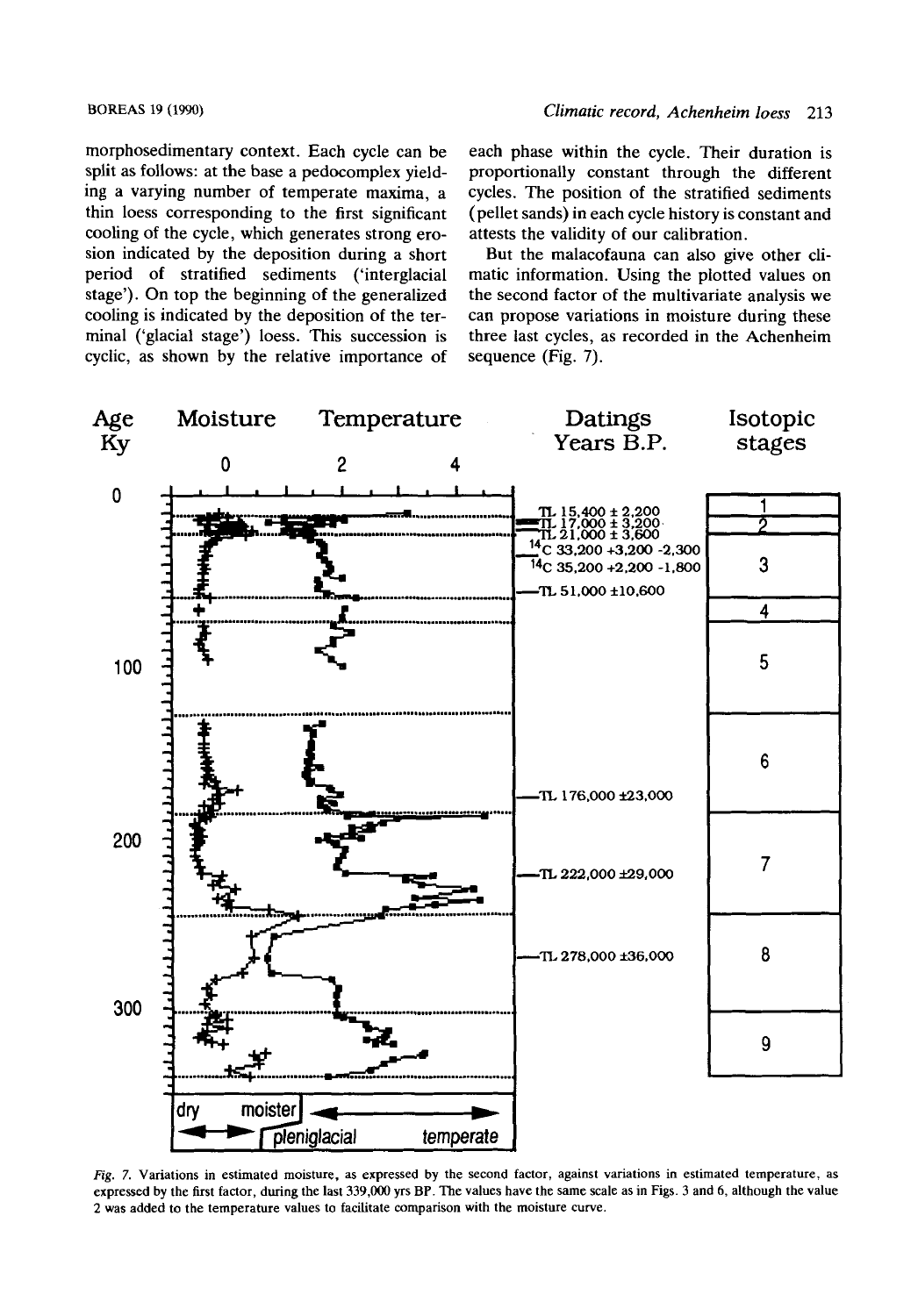morphosedimentary context. Each cycle can be split as follows: at the base a pedocomplex yielding a varying number of temperate maxima, a thin loess corresponding to the first significant cooling of the cycle, which generates strong erosion indicated by the deposition during a short period of stratified sediments ('interglacial stage'). On top the beginning of the generalized cooling is indicated by the deposition of the terminal ('glacial stage') loess. This succession is cyclic, as shown by the relative importance of each phase within the cycle. Their duration is proportionally constant through the different cycles. The position of the stratified sediments (pellet sands) in each cycle history is constant and attests the validity of our calibration.

But the malacofauna can also give other climatic information. Using the plotted values on the second factor of the multivariate analysis we can propose variations in moisture during these three last cycles, as recorded in the Achenheim sequence (Fig. 7).

Age Ky | Moisture | Temperature | Datings Years B.P. | Isotopic stages

Datings: TL 15,400 ± 2,200; TL 17,000 ± 3,200; TL 21,000 ± 3,600; $^{14}C$ 33,200 +3,200 -2,300; $^{14}C$ 35,200 +2,200 -1,800; TL 51,000 ±10,600; TL 176,000 ±23,000; TL 222,000 ±29,000; TL 278,000 ±36,000

dry — moister; pleniglacial — temperate

*Fig. 7.* Variations in estimated moisture, as expressed by the second factor, against variations in estimated temperature, as expressed by the first factor, during the last 339,000 yrs BP. The values have the same scale as in Figs. 3 and 6, although the value 2 was added to the temperature values to facilitate comparison with the moisture curve.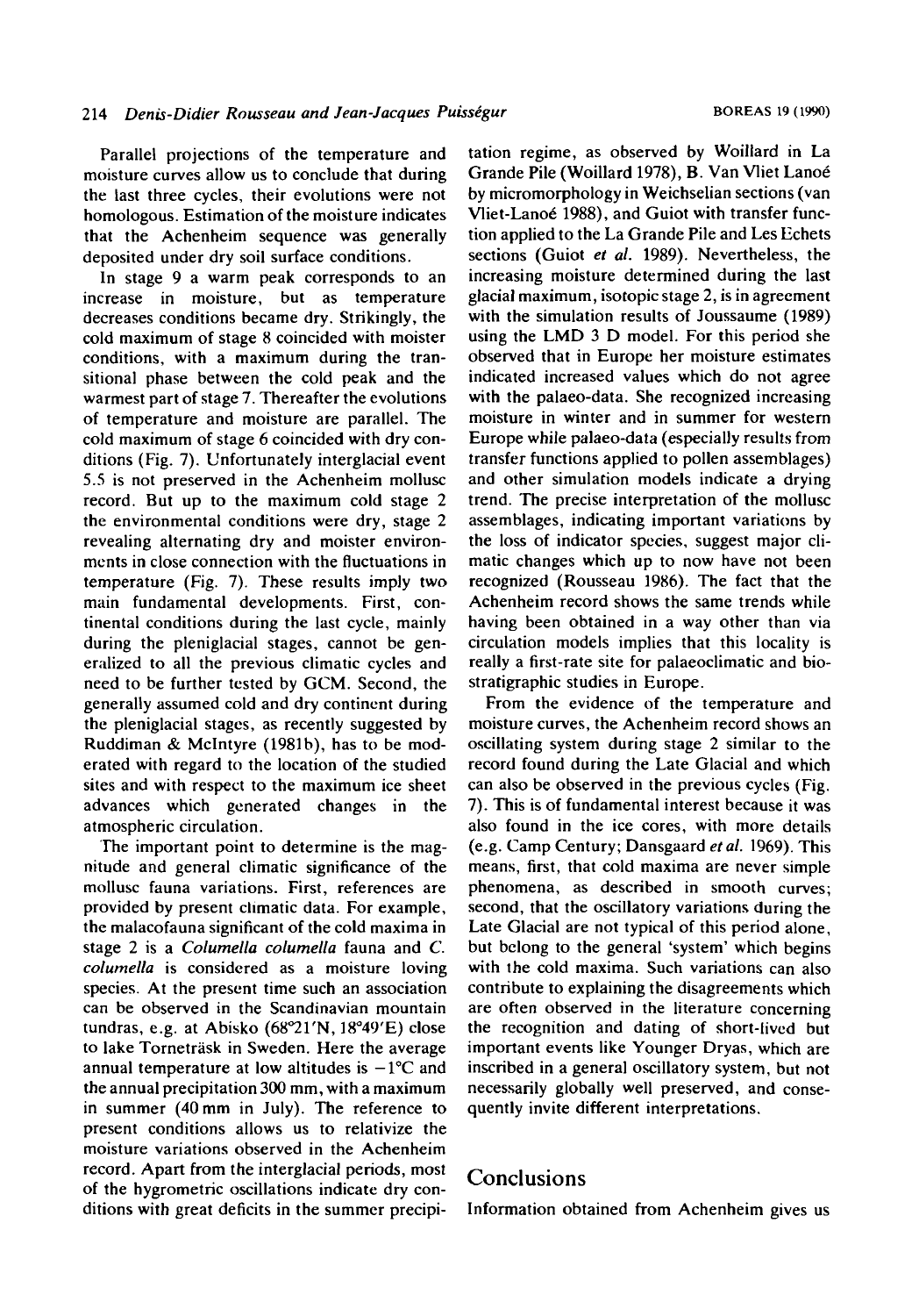Parallel projections of the temperature and moisture curves allow us to conclude that during the last three cycles, their evolutions were not homologous. Estimation of the moisture indicates that the Achenheim sequence was generally deposited under dry soil surface conditions.

In stage 9 a warm peak corresponds to an increase in moisture, but as temperature decreases conditions became dry. Strikingly, the cold maximum of stage 8 coincided with moister conditions, with a maximum during the transitional phase between the cold peak and the warmest part of stage 7. Thereafter the evolutions of temperature and moisture are parallel. The cold maximum of stage 6 coincided with dry conditions (Fig. 7). Unfortunately interglacial event 5.5 is not preserved in the Achenheim mollusc record. But up to the maximum cold stage 2 the environmental conditions were dry, stage 2 revealing alternating dry and moister environments in close connection with the fluctuations in temperature (Fig. 7). These results imply two main fundamental developments. First, continental conditions during the last cycle, mainly during the pleniglacial stages, cannot be generalized to all the previous climatic cycles and need to be further tested by GCM. Second, the generally assumed cold and dry continent during the pleniglacial stages, as recently suggested by Ruddiman & McIntyre (1981b), has to be moderated with regard to the location of the studied sites and with respect to the maximum ice sheet advances which generated changes in the atmospheric circulation.

The important point to determine is the magnitude and general climatic significance of the mollusc fauna variations. First, references are provided by present climatic data. For example, the malacofauna significant of the cold maxima in stage 2 is a *Columella columella* fauna and *C. columella* is considered as a moisture loving species. At the present time such an association can be observed in the Scandinavian mountain tundras, e.g. at Abisko (68°21′N, 18°49′E) close to lake Torneträsk in Sweden. Here the average annual temperature at low altitudes is −1°C and the annual precipitation 300 mm, with a maximum in summer (40 mm in July). The reference to present conditions allows us to relativize the moisture variations observed in the Achenheim record. Apart from the interglacial periods, most of the hygrometric oscillations indicate dry conditions with great deficits in the summer precipitation regime, as observed by Woillard in La Grande Pile (Woillard 1978), B. Van Vliet Lanoé by micromorphology in Weichselian sections (van Vliet-Lanoé 1988), and Guiot with transfer function applied to the La Grande Pile and Les Echets sections (Guiot *et al.* 1989). Nevertheless, the increasing moisture determined during the last glacial maximum, isotopic stage 2, is in agreement with the simulation results of Joussaume (1989) using the LMD 3 D model. For this period she observed that in Europe her moisture estimates indicated increased values which do not agree with the palaeo-data. She recognized increasing moisture in winter and in summer for western Europe while palaeo-data (especially results from transfer functions applied to pollen assemblages) and other simulation models indicate a drying trend. The precise interpretation of the mollusc assemblages, indicating important variations by the loss of indicator species, suggest major climatic changes which up to now have not been recognized (Rousseau 1986). The fact that the Achenheim record shows the same trends while having been obtained in a way other than via circulation models implies that this locality is really a first-rate site for palaeoclimatic and biostratigraphic studies in Europe.

From the evidence of the temperature and moisture curves, the Achenheim record shows an oscillating system during stage 2 similar to the record found during the Late Glacial and which can also be observed in the previous cycles (Fig. 7). This is of fundamental interest because it was also found in the ice cores, with more details (e.g. Camp Century; Dansgaard *et al.* 1969). This means, first, that cold maxima are never simple phenomena, as described in smooth curves; second, that the oscillatory variations during the Late Glacial are not typical of this period alone, but belong to the general 'system' which begins with the cold maxima. Such variations can also contribute to explaining the disagreements which are often observed in the literature concerning the recognition and dating of short-lived but important events like Younger Dryas, which are inscribed in a general oscillatory system, but not necessarily globally well preserved, and consequently invite different interpretations.

## Conclusions

Information obtained from Achenheim gives us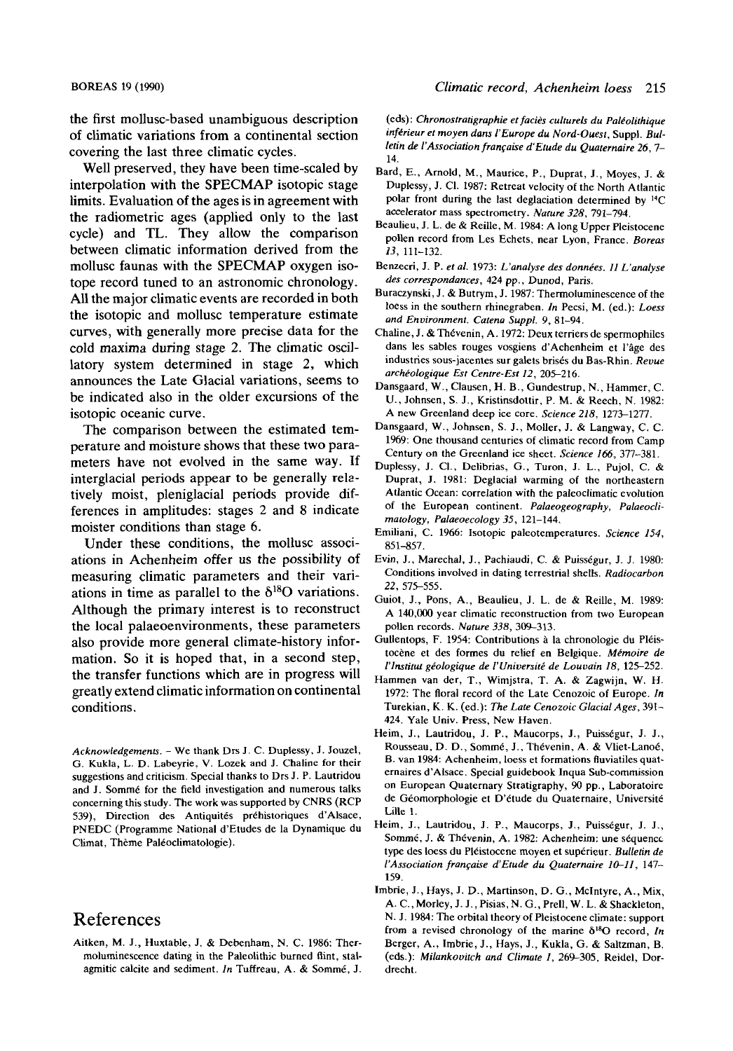the first mollusc-based unambiguous description of climatic variations from a continental section covering the last three climatic cycles.

Well preserved, they have been time-scaled by interpolation with the SPECMAP isotopic stage limits. Evaluation of the ages is in agreement with the radiometric ages (applied only to the last cycle) and TL. They allow the comparison between climatic information derived from the mollusc faunas with the SPECMAP oxygen isotope record tuned to an astronomic chronology. All the major climatic events are recorded in both the isotopic and mollusc temperature estimate curves, with generally more precise data for the cold maxima during stage 2. The climatic oscillatory system determined in stage 2, which announces the Late Glacial variations, seems to be indicated also in the older excursions of the isotopic oceanic curve.

The comparison between the estimated temperature and moisture shows that these two parameters have not evolved in the same way. If interglacial periods appear to be generally relatively moist, pleniglacial periods provide differences in amplitudes: stages 2 and 8 indicate moister conditions than stage 6.

Under these conditions, the mollusc associations in Achenheim offer us the possibility of measuring climatic parameters and their variations in time as parallel to the $\delta^{18}O$ variations. Although the primary interest is to reconstruct the local palaeoenvironments, these parameters also provide more general climate-history information. So it is hoped that, in a second step, the transfer functions which are in progress will greatly extend climatic information on continental conditions.

*Acknowledgements.* – We thank Drs J. C. Duplessy, J. Jouzel, G. Kukla, L. D. Labeyrie, V. Lozek and J. Chaline for their suggestions and criticism. Special thanks to Drs J. P. Lautridou and J. Sommé for the field investigation and numerous talks concerning this study. The work was supported by CNRS (RCP 539), Direction des Antiquités préhistoriques d'Alsace, PNEDC (Programme National d'Etudes de la Dynamique du Climat, Thème Paléoclimatologie).

# References

Aitken, M. J., Huxtable, J. & Debenham, N. C. 1986: Thermoluminescence dating in the Paleolithic burned flint, stalagmitic calcite and sediment. *In* Tuffreau, A. & Sommé, J. (eds): *Chronostratigraphie et faciès culturels du Paléolithique inférieur et moyen dans l'Europe du Nord-Ouest*, Suppl. *Bulletin de l'Association française d'Etude du Quaternaire 26*, 7–14.

Bard, E., Arnold, M., Maurice, P., Duprat, J., Moyes, J. & Duplessy, J. Cl. 1987: Retreat velocity of the North Atlantic polar front during the last deglaciation determined by $^{14}C$ accelerator mass spectrometry. *Nature 328*, 791–794.

Beaulieu, J. L. de & Reille, M. 1984: A long Upper Pleistocene pollen record from Les Echets, near Lyon, France. *Boreas 13*, 111–132.

Benzecri, J. P. *et al.* 1973: *L'analyse des données. II L'analyse des correspondances*, 424 pp., Dunod, Paris.

Buraczynski, J. & Butrym, J. 1987: Thermoluminescence of the loess in the southern rhinegraben. *In* Pecsi, M. (ed.): *Loess and Environment. Catena Suppl. 9*, 81–94.

Chaline, J. & Thévenin, A. 1972: Deux terriers de spermophiles dans les sables rouges vosgiens d'Achenheim et l'âge des industries sous-jacentes sur galets brisés du Bas-Rhin. *Revue archéologique Est Centre-Est 12*, 205–216.

Dansgaard, W., Clausen, H. B., Gundestrup, N., Hammer, C. U., Johnsen, S. J., Kristinsdottir, P. M. & Reech, N. 1982: A new Greenland deep ice core. *Science 218*, 1273–1277.

Dansgaard, W., Johnsen, S. J., Moller, J. & Langway, C. C. 1969: One thousand centuries of climatic record from Camp Century on the Greenland ice sheet. *Science 166*, 377–381.

Duplessy, J. Cl., Delibrias, G., Turon, J. L., Pujol, C. & Duprat, J. 1981: Deglacial warming of the northeastern Atlantic Ocean: correlation with the paleoclimatic evolution of the European continent. *Palaeogeography, Palaeoclimatology, Palaeoecology 35*, 121–144.

Emiliani, C. 1966: Isotopic paleotemperatures. *Science 154*, 851–857.

Evin, J., Marechal, J., Pachiaudi, C. & Puisségur, J. J. 1980: Conditions involved in dating terrestrial shells. *Radiocarbon 22*, 575–555.

Guiot, J., Pons, A., Beaulieu, J. L. de & Reille, M. 1989: A 140,000 year climatic reconstruction from two European pollen records. *Nature 338*, 309–313.

Gullentops, F. 1954: Contributions à la chronologie du Pléistocène et des formes du relief en Belgique. *Mémoire de l'Institut géologique de l'Université de Louvain 18*, 125–252.

Hammen van der, T., Wimjstra, T. A. & Zagwijn, W. H. 1972: The floral record of the Late Cenozoic of Europe. *In* Turekian, K. K. (ed.): *The Late Cenozoic Glacial Ages*, 391–424. Yale Univ. Press, New Haven.

Heim, J., Lautridou, J. P., Maucorps, J., Puisségur, J. J., Rousseau, D. D., Sommé, J., Thévenin, A. & Vliet-Lanoé, B. van 1984: Achenheim, loess et formations fluviatiles quaternaires d'Alsace. Special guidebook Inqua Sub-commission on European Quaternary Stratigraphy, 90 pp., Laboratoire de Géomorphologie et D'étude du Quaternaire, Université Lille 1.

Heim, J., Lautridou, J. P., Maucorps, J., Puisségur, J. J., Sommé, J. & Thévenin, A. 1982: Achenheim: une séquence type des loess du Pléistocene moyen et supérieur. *Bulletin de l'Association française d'Etude du Quaternaire 10–11*, 147–159.

Imbrie, J., Hays, J. D., Martinson, D. G., McIntyre, A., Mix, A. C., Morley, J. J., Pisias, N. G., Prell, W. L. & Shackleton, N. J. 1984: The orbital theory of Pleistocene climate: support from a revised chronology of the marine $\delta^{18}O$ record, *In* Berger, A., Imbrie, J., Hays, J., Kukla, G. & Saltzman, B. (eds.): *Milankovitch and Climate 1*, 269–305, Reidel, Dordrecht.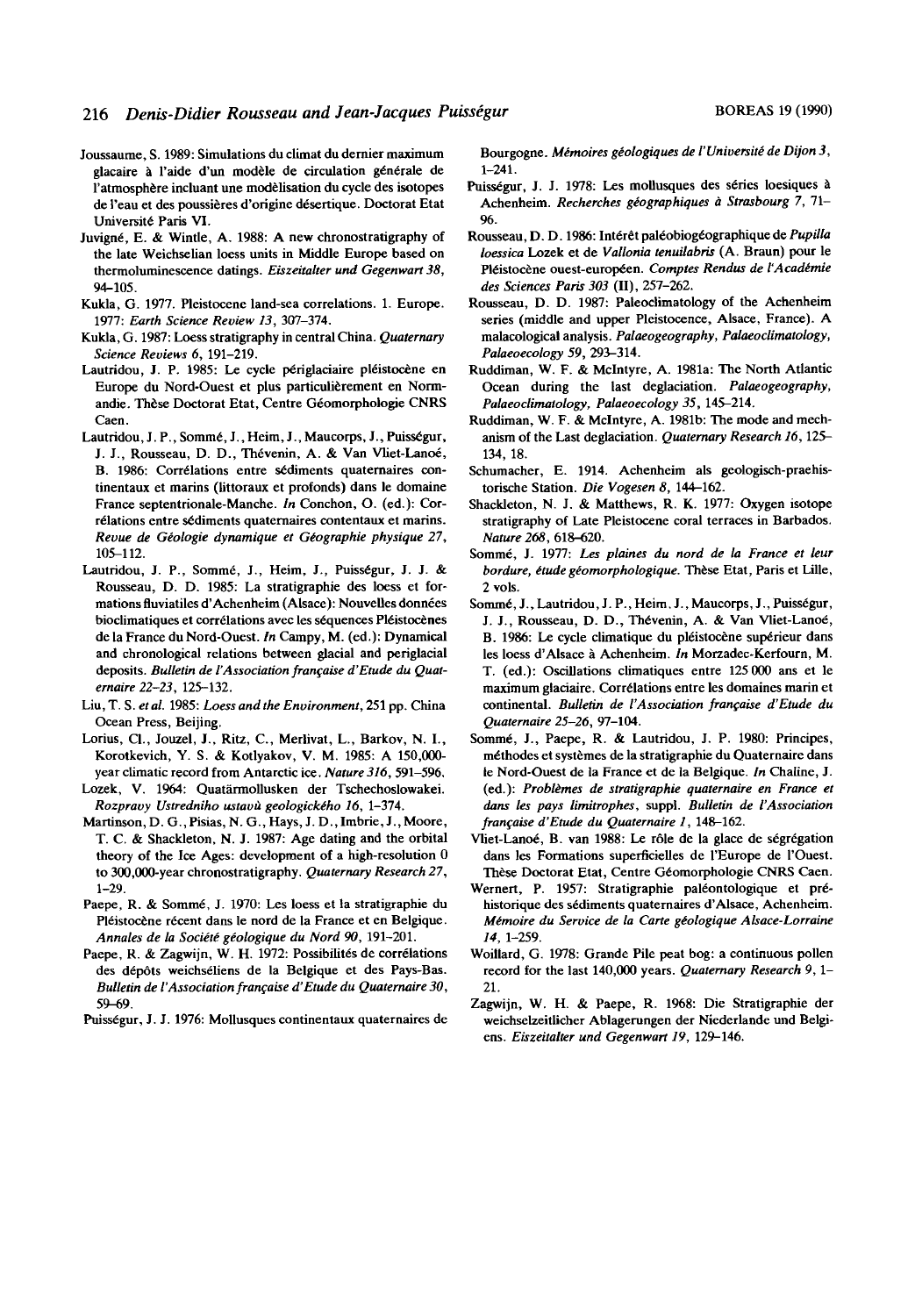Jousaume, S. 1989: Simulations du climat du dernier maximum glaciaire à l'aide d'un modèle de circulation générale de l'atmosphère incluant une modèlisation du cycle des isotopes de l'eau et des poussières d'origine désertique. Doctorat Etat Université Paris VI.

Juvigné, E. & Wintle, A. 1988: A new chronostratigraphy of the late Weichselian loess units in Middle Europe based on thermoluminescence datings. *Eiszeitalter und Gegenwart 38*, 94–105.

Kukla, G. 1977. Pleistocene land-sea correlations. 1. Europe. 1977: *Earth Science Review 13*, 307–374.

Kukla, G. 1987: Loess stratigraphy in central China. *Quaternary Science Reviews 6*, 191–219.

Lautridou, J. P. 1985: Le cycle périglaciaire pléistocène en Europe du Nord-Ouest et plus particulièrement en Normandie. Thèse Doctorat Etat, Centre Géomorphologie CNRS Caen.

Lautridou, J. P., Sommé, J., Heim, J., Maucorps, J., Puisségur, J. J., Rousseau, D. D., Thévenin, A. & Van Vliet-Lanoë, B. 1986: Corrélations entre sédiments quaternaires continentaux et marins (littoraux et profonds) dans le domaine France septentrionale-Manche. *In* Conchon, O. (ed.): Corrélations entre sédiments quaternaires contentaux et marins. *Revue de Géologie dynamique et Géographie physique 27*, 105–112.

Lautridou, J. P., Sommé, J., Heim, J., Puisségur, J. J. & Rousseau, D. D. 1985: La stratigraphie des loess et formations fluviatiles d'Achenheim (Alsace): Nouvelles données bioclimatiques et corrélations avec les séquences Pléistocènes de la France du Nord-Ouest. *In* Campy, M. (ed.): Dynamical and chronological relations between glacial and periglacial deposits. *Bulletin de l'Association française d'Etude du Quaternaire 22–23*, 125–132.

Liu, T. S. *et al.* 1985: *Loess and the Environment*, 251 pp. China Ocean Press, Beijing.

Lorius, Cl., Jouzel, J., Ritz, C., Merlivat, L., Barkov, N. I., Korotkevich, Y. S. & Kotlyakov, V. M. 1985: A 150,000-year climatic record from Antarctic ice. *Nature 316*, 591–596.

Lozek, V. 1964: Quatärmollusken der Tschechoslowakei. *Rozpravy Ustredniho ustavù geologického 16*, 1–374.

Martinson, D. G., Pisias, N. G., Hays, J. D., Imbrie, J., Moore, T. C. & Shackleton, N. J. 1987: Age dating and the orbital theory of the Ice Ages: development of a high-resolution 0 to 300,000-year chronostratigraphy. *Quaternary Research 27*, 1–29.

Paepe, R. & Sommé, J. 1970: Les loess et la stratigraphie du Pléistocène récent dans le nord de la France et en Belgique. *Annales de la Société géologique du Nord 90*, 191–201.

Paepe, R. & Zagwijn, W. H. 1972: Possibilités de corrélations des dépôts weichséliens de la Belgique et des Pays-Bas. *Bulletin de l'Association française d'Etude du Quaternaire 30*, 59–69.

Puisségur, J. J. 1976: Mollusques continentaux quaternaires de Bourgogne. *Mémoires géologiques de l'Université de Dijon 3*, 1–241.

Puisségur, J. J. 1978: Les mollusques des séries loesiques à Achenheim. *Recherches géographiques à Strasbourg 7*, 71–96.

Rousseau, D. D. 1986: Intérêt paléobiogéographique de *Pupilla loessica* Lozek et de *Vallonia tenuilabris* (A. Braun) pour le Pléistocène ouest-européen. *Comptes Rendus de l'Académie des Sciences Paris 303* (II), 257–262.

Rousseau, D. D. 1987: Paleoclimatology of the Achenheim series (middle and upper Pleistocence, Alsace, France). A malacological analysis. *Palaeogeography, Palaeoclimatology, Palaeoecology 59*, 293–314.

Ruddiman, W. F. & McIntyre, A. 1981a: The North Atlantic Ocean during the last deglaciation. *Palaeogeography, Palaeoclimatology, Palaeoecology 35*, 145–214.

Ruddiman, W. F. & McIntyre, A. 1981b: The mode and mechanism of the Last deglaciation. *Quaternary Research 16*, 125–134, 18.

Schumacher, E. 1914. Achenheim als geologisch-praehistorische Station. *Die Vogesen 8*, 144–162.

Shackleton, N. J. & Matthews, R. K. 1977: Oxygen isotope stratigraphy of Late Pleistocene coral terraces in Barbados. *Nature 268*, 618–620.

Sommé, J. 1977: *Les plaines du nord de la France et leur bordure, étude géomorphologique.* Thèse Etat, Paris et Lille, 2 vols.

Sommé, J., Lautridou, J. P., Heim, J., Maucorps, J., Puisségur, J. J., Rousseau, D. D., Thévenin, A. & Van Vliet-Lanoë, B. 1986: Le cycle climatique du pléistocène supérieur dans les loess d'Alsace à Achenheim. *In* Morzadec-Kerfourn, M. T. (ed.): Oscillations climatiques entre 125 000 ans et le maximum glaciaire. Corrélations entre les domaines marin et continental. *Bulletin de l'Association française d'Etude du Quaternaire 25–26*, 97–104.

Sommé, J., Paepe, R. & Lautridou, J. P. 1980: Principes, méthodes et systèmes de la stratigraphie du Quaternaire dans le Nord-Ouest de la France et de la Belgique. *In* Chaline, J. (ed.): *Problèmes de stratigraphie quaternaire en France et dans les pays limitrophes*, suppl. *Bulletin de l'Association française d'Etude du Quaternaire 1*, 148–162.

Vliet-Lanoë, B. van 1988: Le rôle de la glace de ségrégation dans les Formations superficielles de l'Europe de l'Ouest. Thèse Doctorat Etat, Centre Géomorphologie CNRS Caen.

Wernert, P. 1957: Stratigraphie paléontologique et préhistorique des sédiments quaternaires d'Alsace, Achenheim. *Mémoire du Service de la Carte géologique Alsace-Lorraine 14*, 1–259.

Woillard, G. 1978: Grande Pile peat bog: a continuous pollen record for the last 140,000 years. *Quaternary Research 9*, 1–21.

Zagwijn, W. H. & Paepe, R. 1968: Die Stratigraphie der weichselzeitlicher Ablagerungen der Niederlande und Belgiens. *Eiszeitalter und Gegenwart 19*, 129–146.